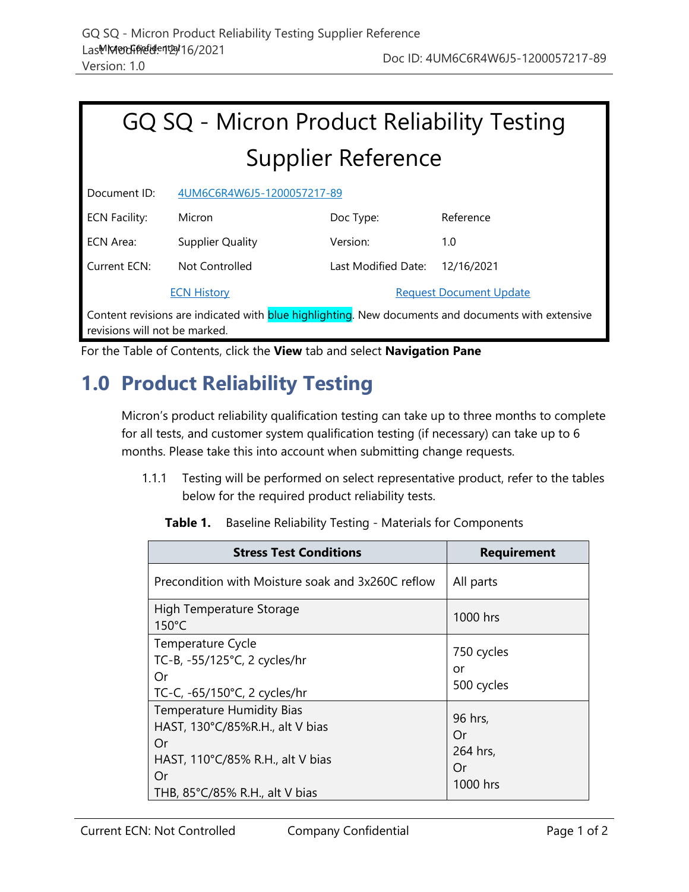# GQ SQ - Micron Product Reliability Testing Supplier Reference

| Document ID: | 4UM6C6R4W6J5-1200057217-89 | | |
|---|---|---|---|
| ECN Facility: | Micron | Doc Type: | Reference |
| ECN Area: | Supplier Quality | Version: | 1.0 |
| Current ECN: | Not Controlled | Last Modified Date: | 12/16/2021 |

ECN History    Request Document Update

Content revisions are indicated with blue highlighting. New documents and documents with extensive revisions will not be marked.

For the Table of Contents, click the **View** tab and select **Navigation Pane**

## 1.0 Product Reliability Testing

Micron's product reliability qualification testing can take up to three months to complete for all tests, and customer system qualification testing (if necessary) can take up to 6 months. Please take this into account when submitting change requests.

1.1.1 Testing will be performed on select representative product, refer to the tables below for the required product reliability tests.

**Table 1.** Baseline Reliability Testing - Materials for Components

| Stress Test Conditions | Requirement |
|---|---|
| Precondition with Moisture soak and 3x260C reflow | All parts |
| High Temperature Storage<br>150°C | 1000 hrs |
| Temperature Cycle<br>TC-B, -55/125°C, 2 cycles/hr<br>Or<br>TC-C, -65/150°C, 2 cycles/hr | 750 cycles<br>or<br>500 cycles |
| Temperature Humidity Bias<br>HAST, 130°C/85%R.H., alt V bias<br>Or<br>HAST, 110°C/85% R.H., alt V bias<br>Or<br>THB, 85°C/85% R.H., alt V bias | 96 hrs,<br>Or<br>264 hrs,<br>Or<br>1000 hrs |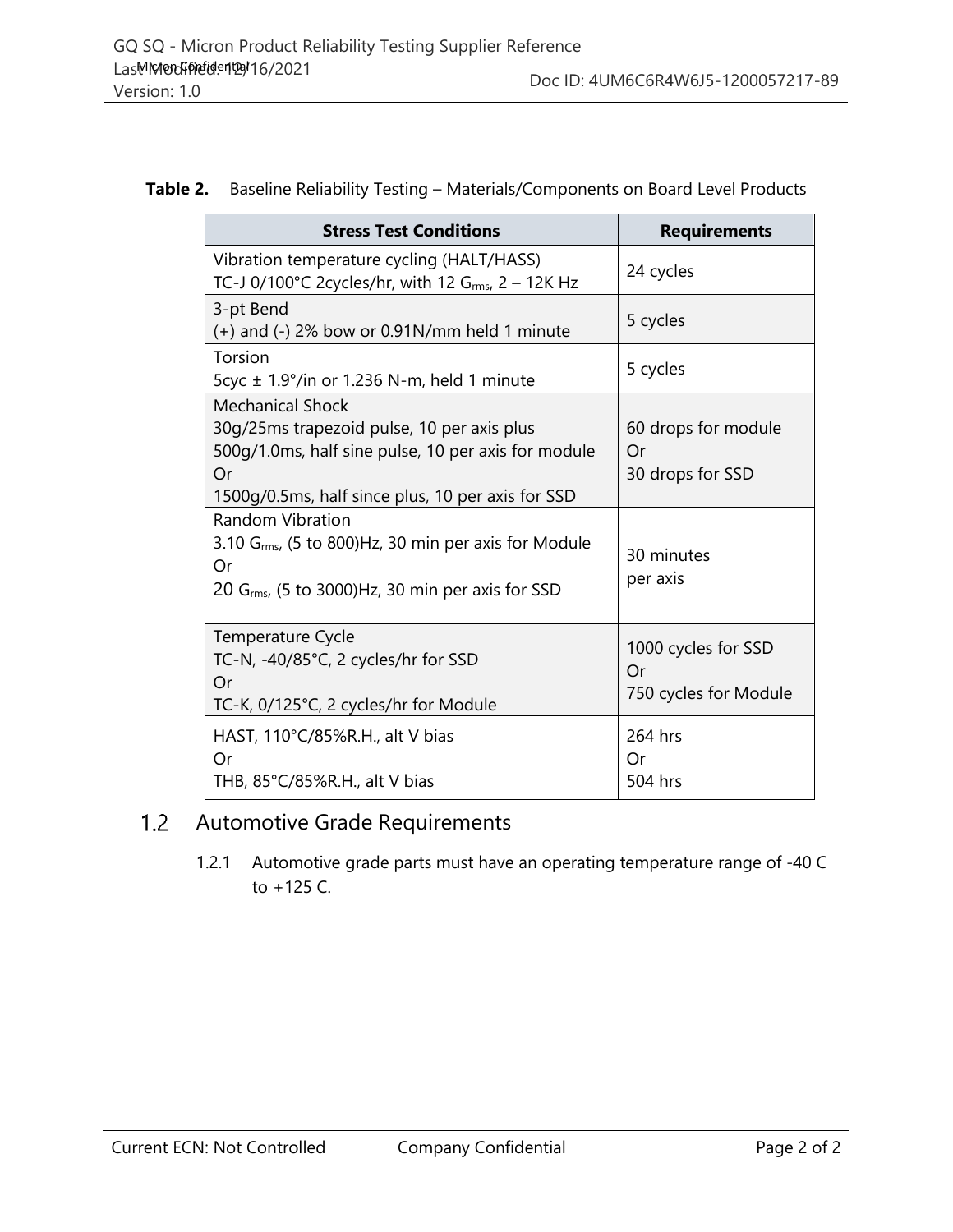**Table 2.** Baseline Reliability Testing – Materials/Components on Board Level Products

| Stress Test Conditions | Requirements |
|---|---|
| Vibration temperature cycling (HALT/HASS)<br>TC-J 0/100°C 2cycles/hr, with 12 $G_{rms}$, 2 – 12K Hz | 24 cycles |
| 3-pt Bend<br>(+) and (-) 2% bow or 0.91N/mm held 1 minute | 5 cycles |
| Torsion<br>5cyc ± 1.9°/in or 1.236 N-m, held 1 minute | 5 cycles |
| Mechanical Shock<br>30g/25ms trapezoid pulse, 10 per axis plus<br>500g/1.0ms, half sine pulse, 10 per axis for module<br>Or<br>1500g/0.5ms, half since plus, 10 per axis for SSD | 60 drops for module<br>Or<br>30 drops for SSD |
| Random Vibration<br>3.10 $G_{rms}$, (5 to 800)Hz, 30 min per axis for Module<br>Or<br>20 $G_{rms}$, (5 to 3000)Hz, 30 min per axis for SSD | 30 minutes<br>per axis |
| Temperature Cycle<br>TC-N, -40/85°C, 2 cycles/hr for SSD<br>Or<br>TC-K, 0/125°C, 2 cycles/hr for Module | 1000 cycles for SSD<br>Or<br>750 cycles for Module |
| HAST, 110°C/85%R.H., alt V bias<br>Or<br>THB, 85°C/85%R.H., alt V bias | 264 hrs<br>Or<br>504 hrs |

## 1.2 Automotive Grade Requirements

1.2.1 Automotive grade parts must have an operating temperature range of -40 C to +125 C.